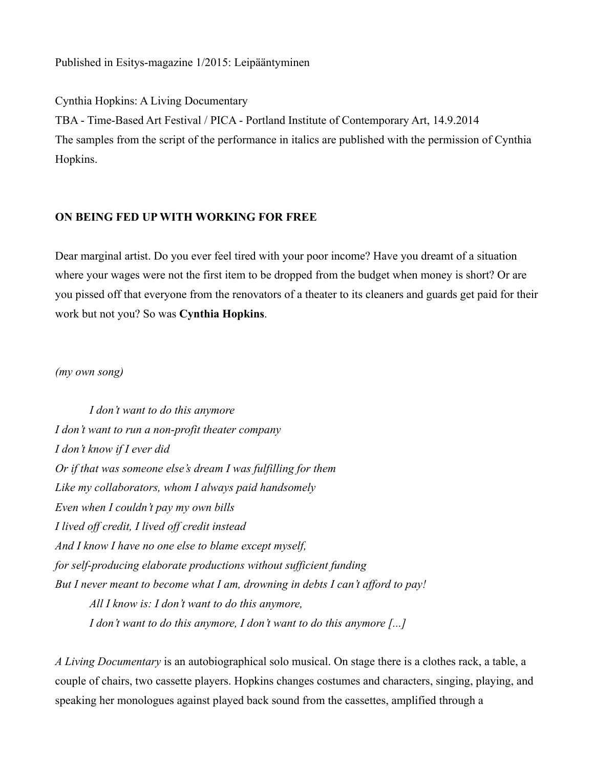Published in Esitys-magazine 1/2015: Leipääntyminen

Cynthia Hopkins: A Living Documentary
TBA - Time-Based Art Festival / PICA - Portland Institute of Contemporary Art, 14.9.2014
The samples from the script of the performance in italics are published with the permission of Cynthia Hopkins.

## ON BEING FED UP WITH WORKING FOR FREE

Dear marginal artist. Do you ever feel tired with your poor income? Have you dreamt of a situation where your wages were not the first item to be dropped from the budget when money is short? Or are you pissed off that everyone from the renovators of a theater to its cleaners and guards get paid for their work but not you? So was **Cynthia Hopkins**.

*(my own song)*

*I don't want to do this anymore*
*I don't want to run a non-profit theater company*
*I don't know if I ever did*
*Or if that was someone else's dream I was fulfilling for them*
*Like my collaborators, whom I always paid handsomely*
*Even when I couldn't pay my own bills*
*I lived off credit, I lived off credit instead*
*And I know I have no one else to blame except myself,*
*for self-producing elaborate productions without sufficient funding*
*But I never meant to become what I am, drowning in debts I can't afford to pay!*
*All I know is: I don't want to do this anymore,*
*I don't want to do this anymore, I don't want to do this anymore [...]*

*A Living Documentary* is an autobiographical solo musical. On stage there is a clothes rack, a table, a couple of chairs, two cassette players. Hopkins changes costumes and characters, singing, playing, and speaking her monologues against played back sound from the cassettes, amplified through a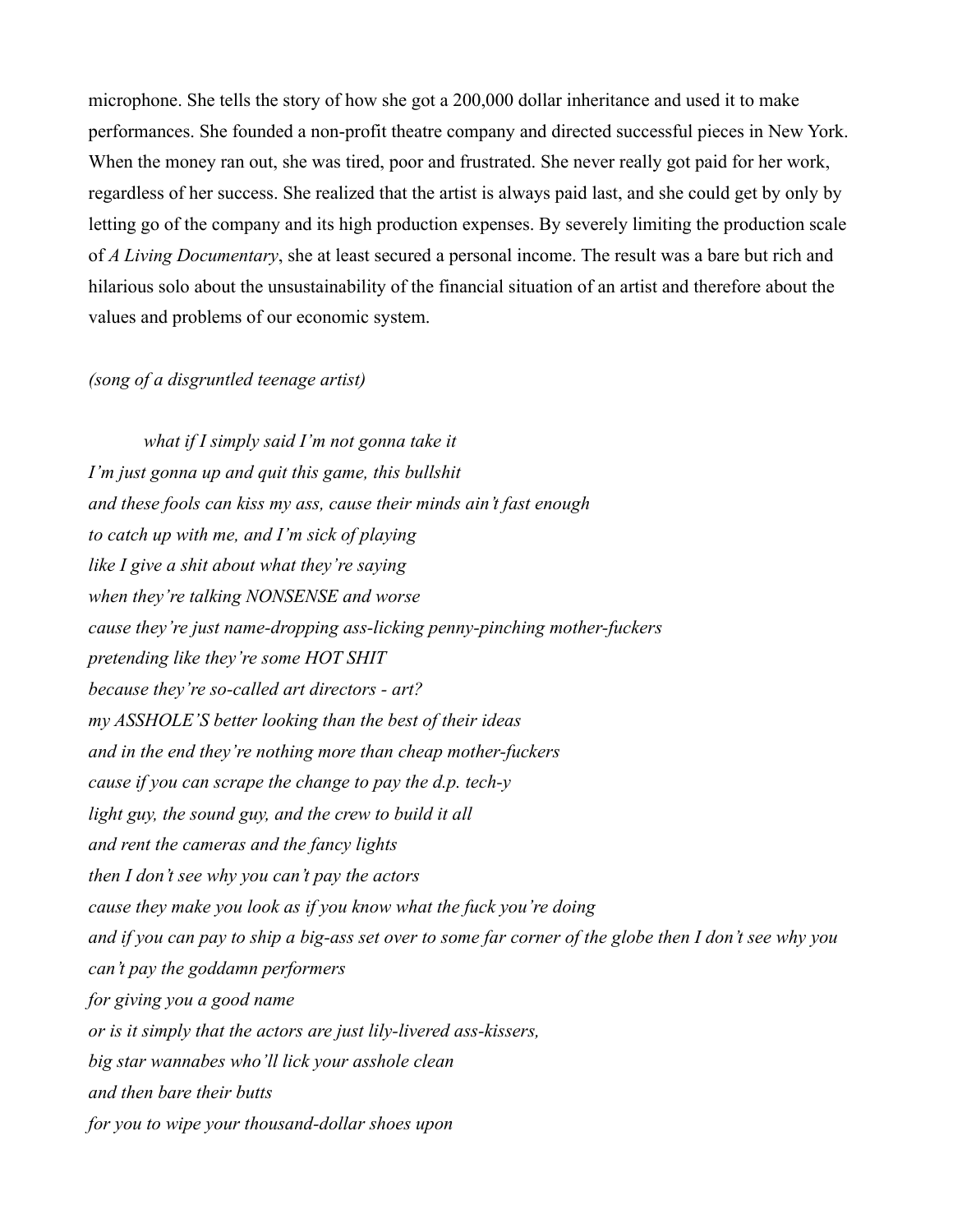microphone. She tells the story of how she got a 200,000 dollar inheritance and used it to make performances. She founded a non-profit theatre company and directed successful pieces in New York. When the money ran out, she was tired, poor and frustrated. She never really got paid for her work, regardless of her success. She realized that the artist is always paid last, and she could get by only by letting go of the company and its high production expenses. By severely limiting the production scale of *A Living Documentary*, she at least secured a personal income. The result was a bare but rich and hilarious solo about the unsustainability of the financial situation of an artist and therefore about the values and problems of our economic system.

*(song of a disgruntled teenage artist)*

*what if I simply said I'm not gonna take it*
*I'm just gonna up and quit this game, this bullshit*
*and these fools can kiss my ass, cause their minds ain't fast enough*
*to catch up with me, and I'm sick of playing*
*like I give a shit about what they're saying*
*when they're talking NONSENSE and worse*
*cause they're just name-dropping ass-licking penny-pinching mother-fuckers*
*pretending like they're some HOT SHIT*
*because they're so-called art directors - art?*
*my ASSHOLE'S better looking than the best of their ideas*
*and in the end they're nothing more than cheap mother-fuckers*
*cause if you can scrape the change to pay the d.p. tech-y*
*light guy, the sound guy, and the crew to build it all*
*and rent the cameras and the fancy lights*
*then I don't see why you can't pay the actors*
*cause they make you look as if you know what the fuck you're doing*
*and if you can pay to ship a big-ass set over to some far corner of the globe then I don't see why you can't pay the goddamn performers*
*for giving you a good name*
*or is it simply that the actors are just lily-livered ass-kissers,*
*big star wannabes who'll lick your asshole clean*
*and then bare their butts*
*for you to wipe your thousand-dollar shoes upon*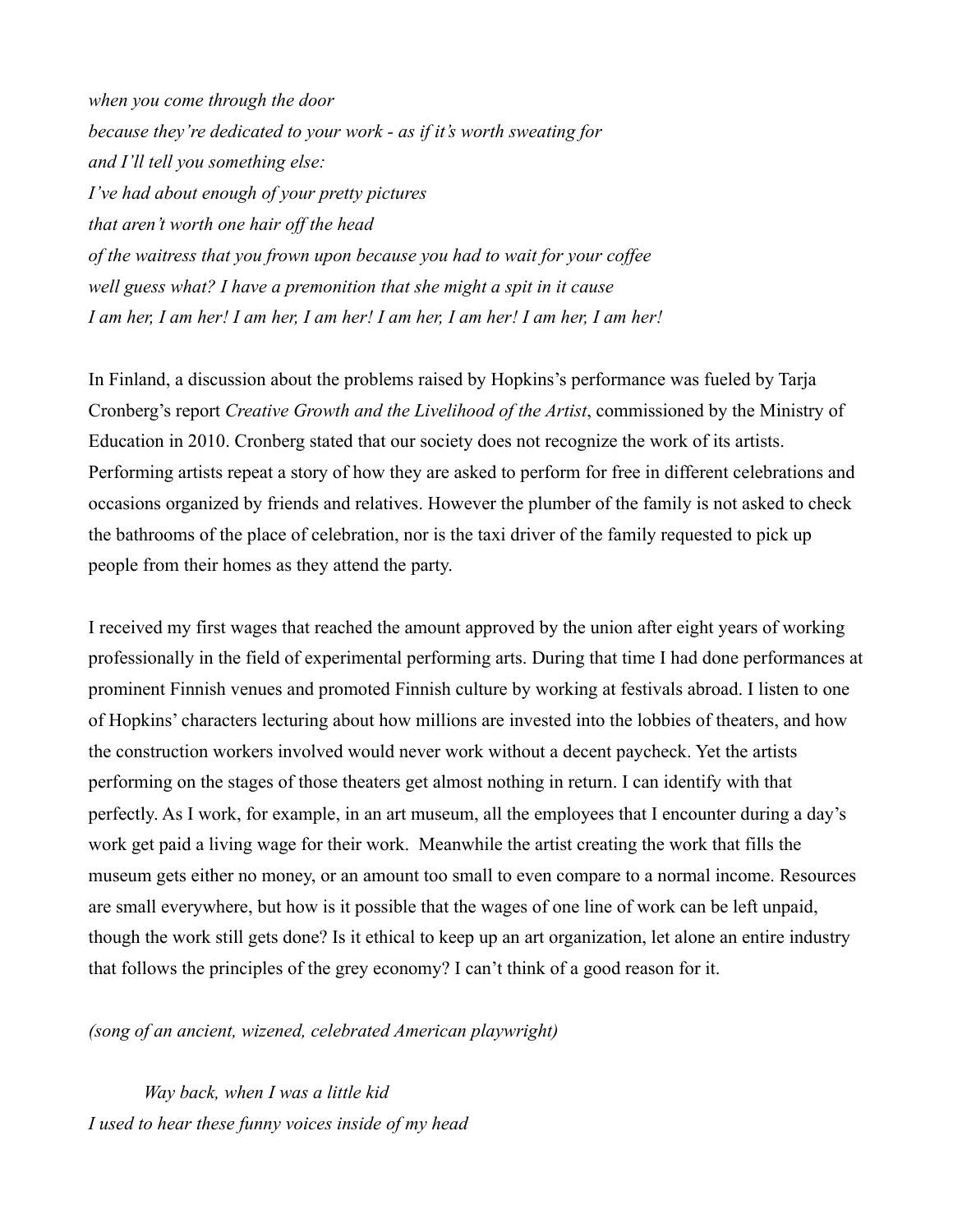*when you come through the door*
*because they're dedicated to your work - as if it's worth sweating for*
*and I'll tell you something else:*
*I've had about enough of your pretty pictures*
*that aren't worth one hair off the head*
*of the waitress that you frown upon because you had to wait for your coffee*
*well guess what? I have a premonition that she might a spit in it cause*
*I am her, I am her! I am her, I am her! I am her, I am her! I am her, I am her!*

In Finland, a discussion about the problems raised by Hopkins's performance was fueled by Tarja Cronberg's report *Creative Growth and the Livelihood of the Artist*, commissioned by the Ministry of Education in 2010. Cronberg stated that our society does not recognize the work of its artists. Performing artists repeat a story of how they are asked to perform for free in different celebrations and occasions organized by friends and relatives. However the plumber of the family is not asked to check the bathrooms of the place of celebration, nor is the taxi driver of the family requested to pick up people from their homes as they attend the party.

I received my first wages that reached the amount approved by the union after eight years of working professionally in the field of experimental performing arts. During that time I had done performances at prominent Finnish venues and promoted Finnish culture by working at festivals abroad. I listen to one of Hopkins' characters lecturing about how millions are invested into the lobbies of theaters, and how the construction workers involved would never work without a decent paycheck. Yet the artists performing on the stages of those theaters get almost nothing in return. I can identify with that perfectly. As I work, for example, in an art museum, all the employees that I encounter during a day's work get paid a living wage for their work. Meanwhile the artist creating the work that fills the museum gets either no money, or an amount too small to even compare to a normal income. Resources are small everywhere, but how is it possible that the wages of one line of work can be left unpaid, though the work still gets done? Is it ethical to keep up an art organization, let alone an entire industry that follows the principles of the grey economy? I can't think of a good reason for it.

*(song of an ancient, wizened, celebrated American playwright)*

*Way back, when I was a little kid*
*I used to hear these funny voices inside of my head*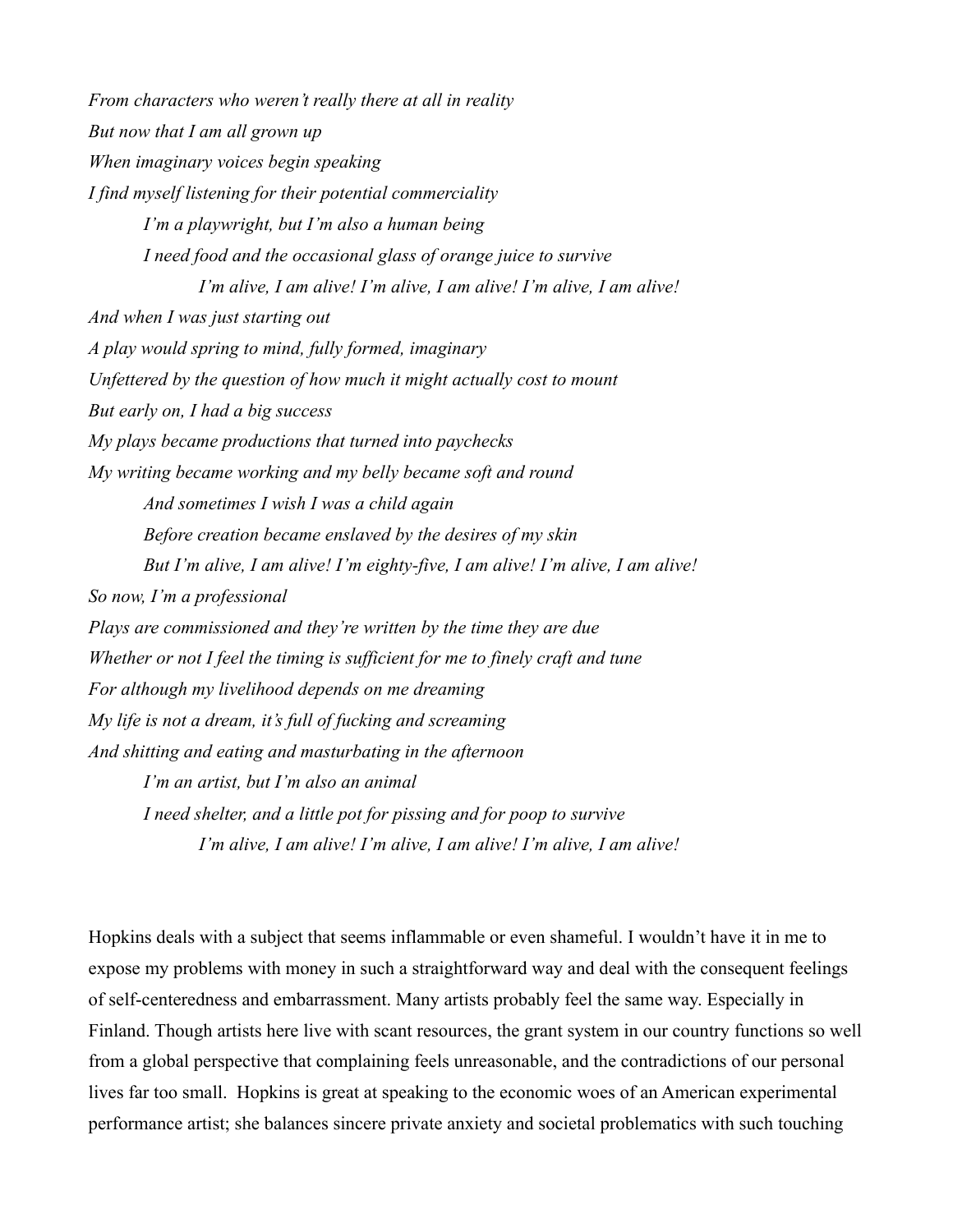*From characters who weren't really there at all in reality*
*But now that I am all grown up*
*When imaginary voices begin speaking*
*I find myself listening for their potential commerciality*

> *I'm a playwright, but I'm also a human being*
> *I need food and the occasional glass of orange juice to survive*
>
> > *I'm alive, I am alive! I'm alive, I am alive! I'm alive, I am alive!*

*And when I was just starting out*
*A play would spring to mind, fully formed, imaginary*
*Unfettered by the question of how much it might actually cost to mount*
*But early on, I had a big success*
*My plays became productions that turned into paychecks*
*My writing became working and my belly became soft and round*

> *And sometimes I wish I was a child again*
> *Before creation became enslaved by the desires of my skin*
> *But I'm alive, I am alive! I'm eighty-five, I am alive! I'm alive, I am alive!*

*So now, I'm a professional*
*Plays are commissioned and they're written by the time they are due*
*Whether or not I feel the timing is sufficient for me to finely craft and tune*
*For although my livelihood depends on me dreaming*
*My life is not a dream, it's full of fucking and screaming*
*And shitting and eating and masturbating in the afternoon*

> *I'm an artist, but I'm also an animal*
> *I need shelter, and a little pot for pissing and for poop to survive*
>
> > *I'm alive, I am alive! I'm alive, I am alive! I'm alive, I am alive!*

Hopkins deals with a subject that seems inflammable or even shameful. I wouldn't have it in me to expose my problems with money in such a straightforward way and deal with the consequent feelings of self-centeredness and embarrassment. Many artists probably feel the same way. Especially in Finland. Though artists here live with scant resources, the grant system in our country functions so well from a global perspective that complaining feels unreasonable, and the contradictions of our personal lives far too small. Hopkins is great at speaking to the economic woes of an American experimental performance artist; she balances sincere private anxiety and societal problematics with such touching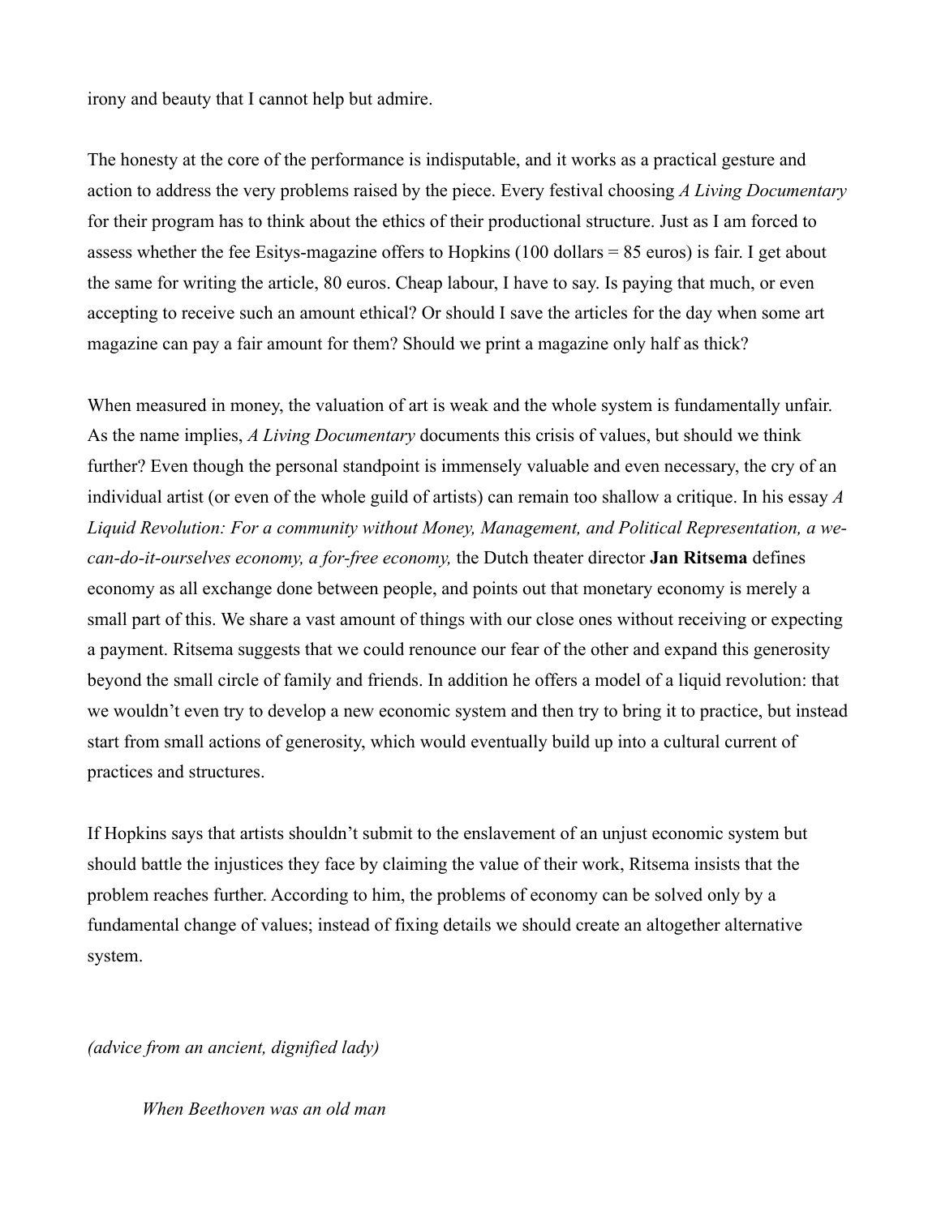irony and beauty that I cannot help but admire.

The honesty at the core of the performance is indisputable, and it works as a practical gesture and action to address the very problems raised by the piece. Every festival choosing *A Living Documentary* for their program has to think about the ethics of their productional structure. Just as I am forced to assess whether the fee Esitys-magazine offers to Hopkins (100 dollars = 85 euros) is fair. I get about the same for writing the article, 80 euros. Cheap labour, I have to say. Is paying that much, or even accepting to receive such an amount ethical? Or should I save the articles for the day when some art magazine can pay a fair amount for them? Should we print a magazine only half as thick?

When measured in money, the valuation of art is weak and the whole system is fundamentally unfair. As the name implies, *A Living Documentary* documents this crisis of values, but should we think further? Even though the personal standpoint is immensely valuable and even necessary, the cry of an individual artist (or even of the whole guild of artists) can remain too shallow a critique. In his essay *A Liquid Revolution: For a community without Money, Management, and Political Representation, a we-can-do-it-ourselves economy, a for-free economy,* the Dutch theater director **Jan Ritsema** defines economy as all exchange done between people, and points out that monetary economy is merely a small part of this. We share a vast amount of things with our close ones without receiving or expecting a payment. Ritsema suggests that we could renounce our fear of the other and expand this generosity beyond the small circle of family and friends. In addition he offers a model of a liquid revolution: that we wouldn't even try to develop a new economic system and then try to bring it to practice, but instead start from small actions of generosity, which would eventually build up into a cultural current of practices and structures.

If Hopkins says that artists shouldn't submit to the enslavement of an unjust economic system but should battle the injustices they face by claiming the value of their work, Ritsema insists that the problem reaches further. According to him, the problems of economy can be solved only by a fundamental change of values; instead of fixing details we should create an altogether alternative system.

*(advice from an ancient, dignified lady)*

> *When Beethoven was an old man*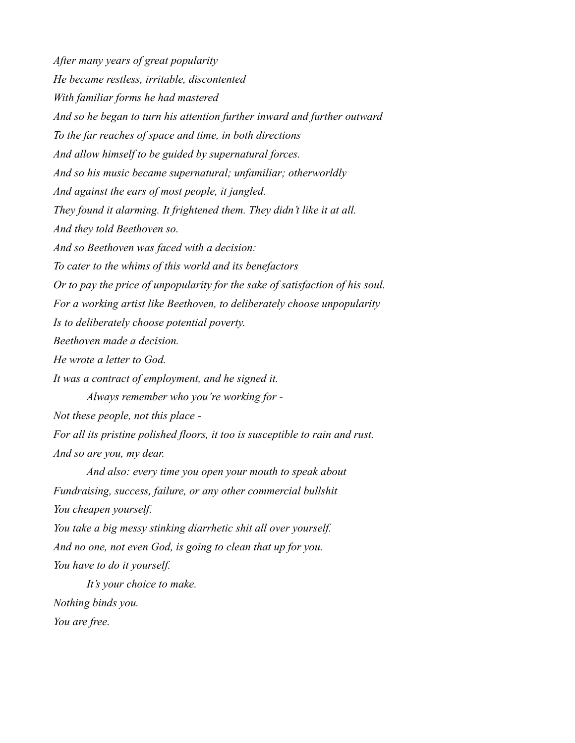*After many years of great popularity*
*He became restless, irritable, discontented*
*With familiar forms he had mastered*
*And so he began to turn his attention further inward and further outward*
*To the far reaches of space and time, in both directions*
*And allow himself to be guided by supernatural forces.*
*And so his music became supernatural; unfamiliar; otherworldly*
*And against the ears of most people, it jangled.*
*They found it alarming. It frightened them. They didn't like it at all.*
*And they told Beethoven so.*
*And so Beethoven was faced with a decision:*
*To cater to the whims of this world and its benefactors*
*Or to pay the price of unpopularity for the sake of satisfaction of his soul.*
*For a working artist like Beethoven, to deliberately choose unpopularity*
*Is to deliberately choose potential poverty.*
*Beethoven made a decision.*
*He wrote a letter to God.*
*It was a contract of employment, and he signed it.*

*Always remember who you're working for -*
*Not these people, not this place -*
*For all its pristine polished floors, it too is susceptible to rain and rust.*
*And so are you, my dear.*

*And also: every time you open your mouth to speak about*
*Fundraising, success, failure, or any other commercial bullshit*
*You cheapen yourself.*
*You take a big messy stinking diarrhetic shit all over yourself.*
*And no one, not even God, is going to clean that up for you.*
*You have to do it yourself.*

*It's your choice to make.*
*Nothing binds you.*
*You are free.*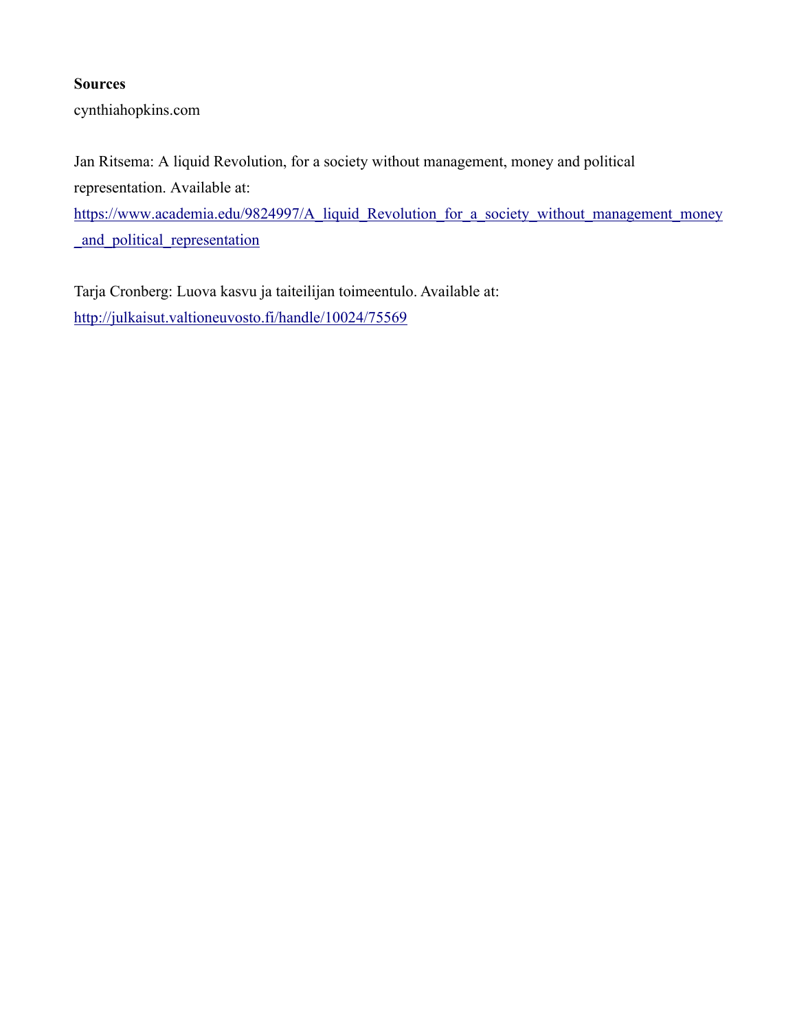**Sources**

cynthiahopkins.com

Jan Ritsema: A liquid Revolution, for a society without management, money and political representation. Available at: https://www.academia.edu/9824997/A_liquid_Revolution_for_a_society_without_management_money_and_political_representation

Tarja Cronberg: Luova kasvu ja taiteilijan toimeentulo. Available at: http://julkaisut.valtioneuvosto.fi/handle/10024/75569